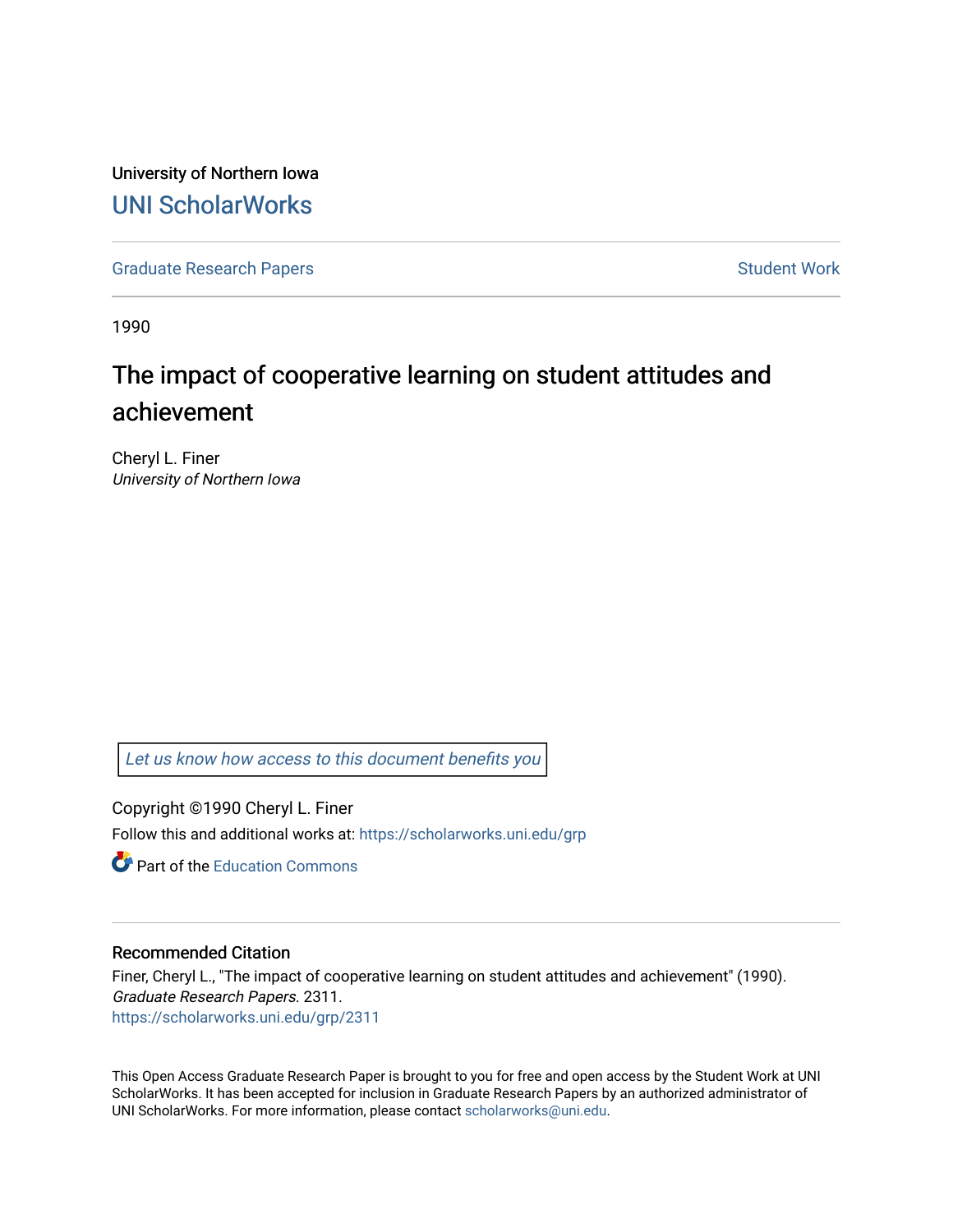University of Northern Iowa

# UNI ScholarWorks

Graduate Research Papers | Student Work

1990

## The impact of cooperative learning on student attitudes and achievement

Cheryl L. Finer
*University of Northern Iowa*

*Let us know how access to this document benefits you*

Copyright ©1990 Cheryl L. Finer

Follow this and additional works at: https://scholarworks.uni.edu/grp

Part of the Education Commons

### Recommended Citation

Finer, Cheryl L., "The impact of cooperative learning on student attitudes and achievement" (1990). *Graduate Research Papers*. 2311.
https://scholarworks.uni.edu/grp/2311

This Open Access Graduate Research Paper is brought to you for free and open access by the Student Work at UNI ScholarWorks. It has been accepted for inclusion in Graduate Research Papers by an authorized administrator of UNI ScholarWorks. For more information, please contact scholarworks@uni.edu.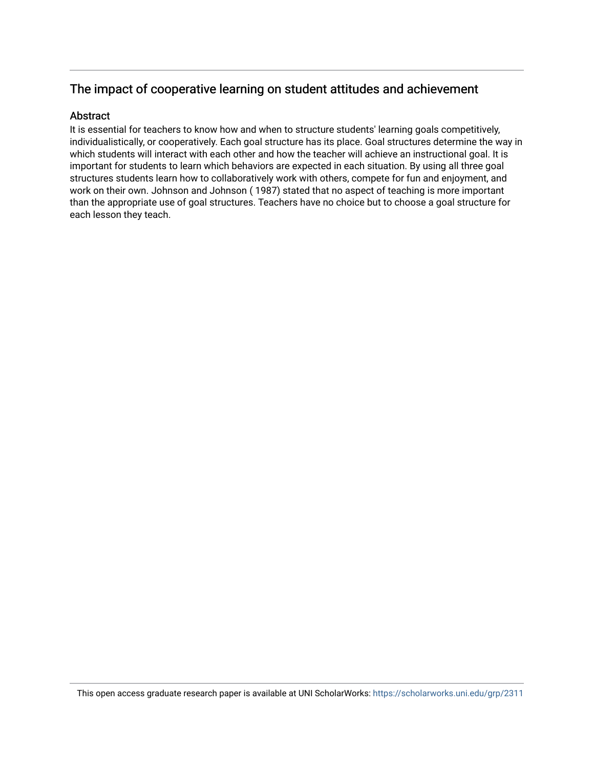## The impact of cooperative learning on student attitudes and achievement

### Abstract

It is essential for teachers to know how and when to structure students' learning goals competitively, individualistically, or cooperatively. Each goal structure has its place. Goal structures determine the way in which students will interact with each other and how the teacher will achieve an instructional goal. It is important for students to learn which behaviors are expected in each situation. By using all three goal structures students learn how to collaboratively work with others, compete for fun and enjoyment, and work on their own. Johnson and Johnson ( 1987) stated that no aspect of teaching is more important than the appropriate use of goal structures. Teachers have no choice but to choose a goal structure for each lesson they teach.

This open access graduate research paper is available at UNI ScholarWorks: https://scholarworks.uni.edu/grp/2311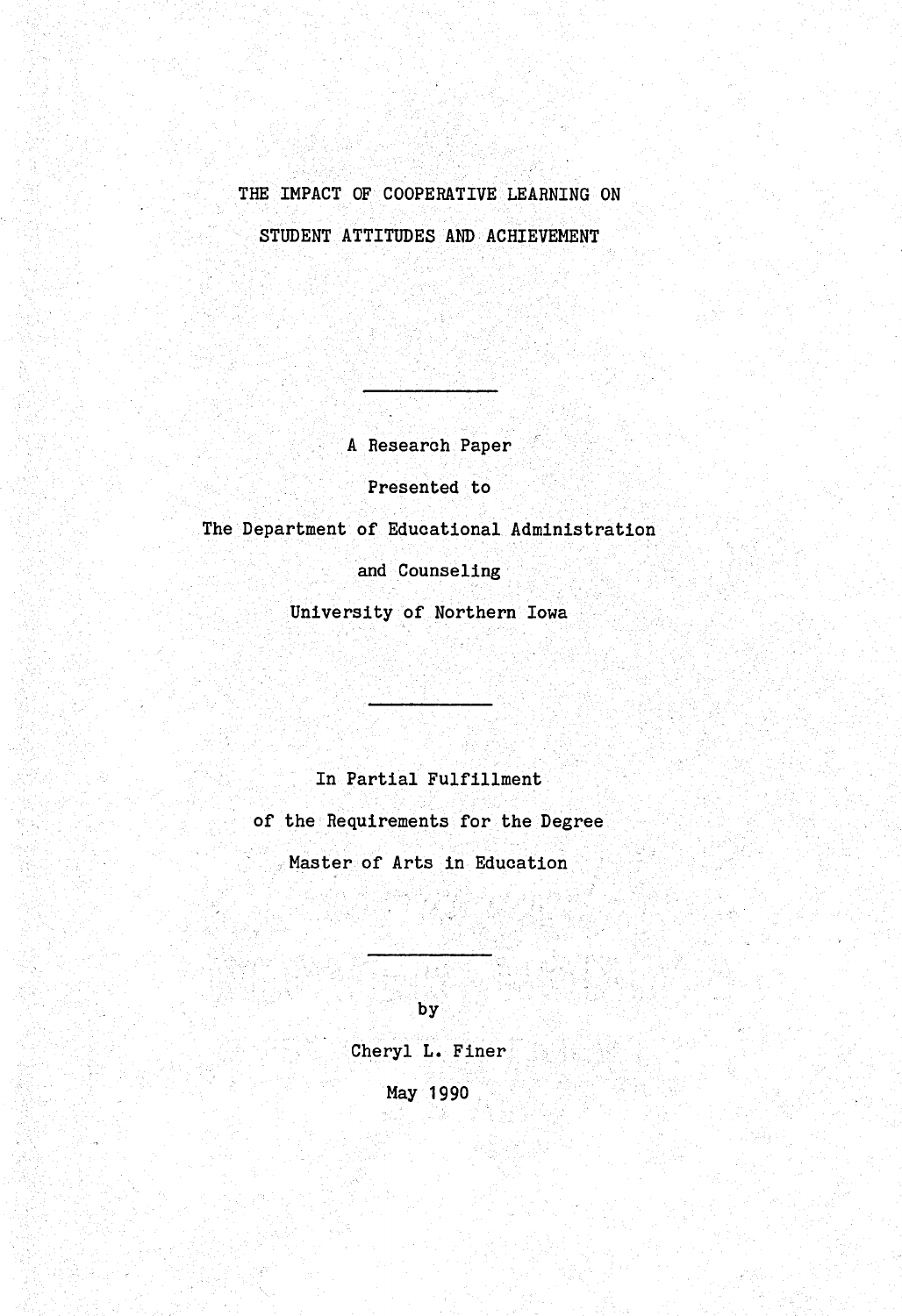# THE IMPACT OF COOPERATIVE LEARNING ON STUDENT ATTITUDES AND ACHIEVEMENT

---

A Research Paper

Presented to

The Department of Educational Administration

and Counseling

University of Northern Iowa

---

In Partial Fulfillment

of the Requirements for the Degree

Master of Arts in Education

---

by

Cheryl L. Finer

May 1990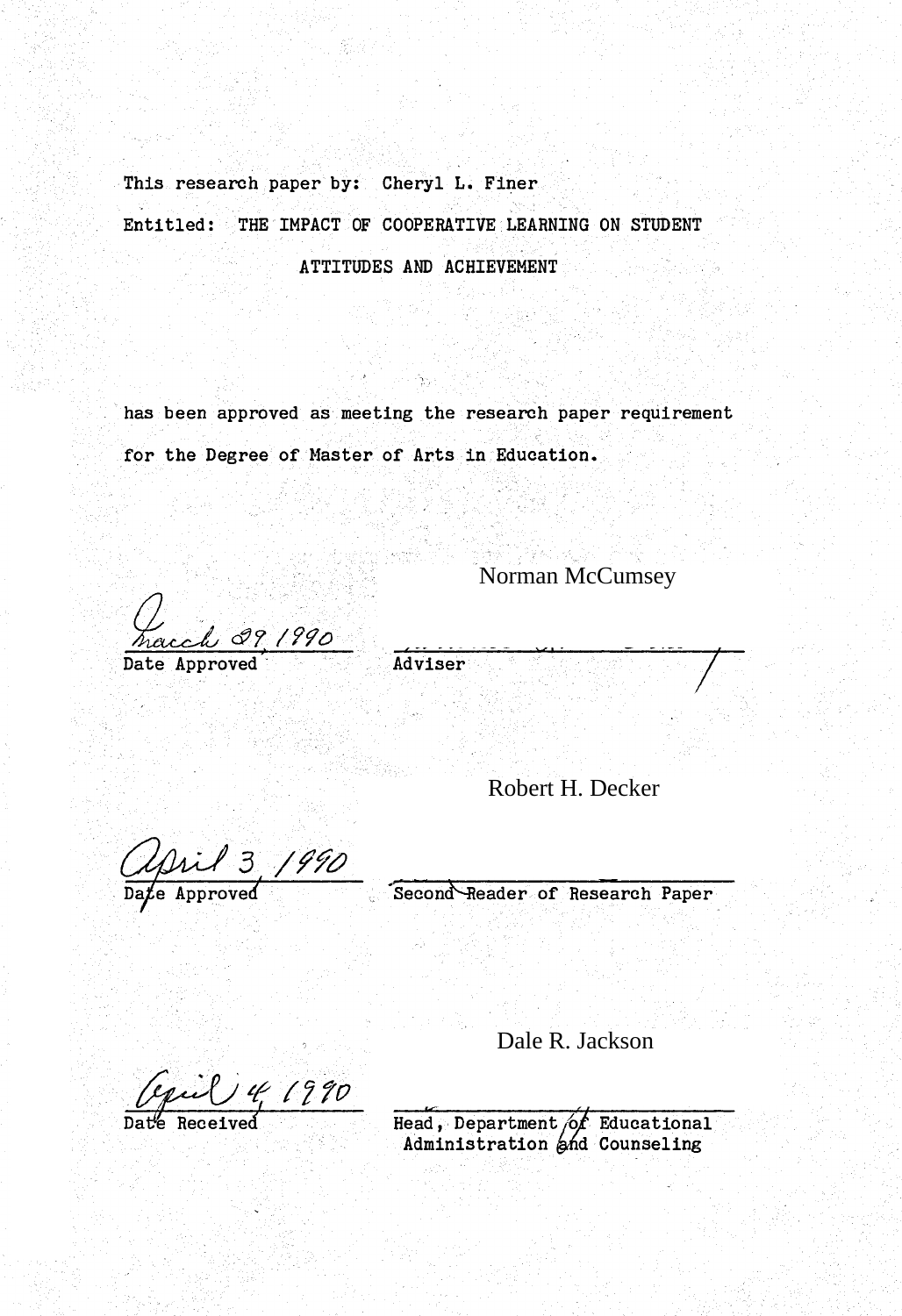This research paper by: Cheryl L. Finer

Entitled: THE IMPACT OF COOPERATIVE LEARNING ON STUDENT ATTITUDES AND ACHIEVEMENT

has been approved as meeting the research paper requirement for the Degree of Master of Arts in Education.

March 29, 1990
Date Approved

Norman McCumsey
Adviser

April 3, 1990
Date Approved

Robert H. Decker
Second Reader of Research Paper

April 4, 1990
Date Received

Dale R. Jackson
Head, Department of Educational Administration and Counseling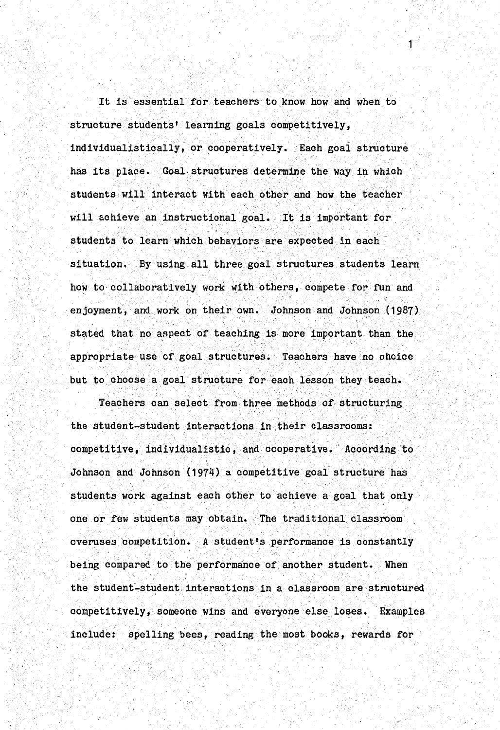It is essential for teachers to know how and when to structure students' learning goals competitively, individualistically, or cooperatively. Each goal structure has its place. Goal structures determine the way in which students will interact with each other and how the teacher will achieve an instructional goal. It is important for students to learn which behaviors are expected in each situation. By using all three goal structures students learn how to collaboratively work with others, compete for fun and enjoyment, and work on their own. Johnson and Johnson (1987) stated that no aspect of teaching is more important than the appropriate use of goal structures. Teachers have no choice but to choose a goal structure for each lesson they teach.

Teachers can select from three methods of structuring the student-student interactions in their classrooms: competitive, individualistic, and cooperative. According to Johnson and Johnson (1974) a competitive goal structure has students work against each other to achieve a goal that only one or few students may obtain. The traditional classroom overuses competition. A student's performance is constantly being compared to the performance of another student. When the student-student interactions in a classroom are structured competitively, someone wins and everyone else loses. Examples include: spelling bees, reading the most books, rewards for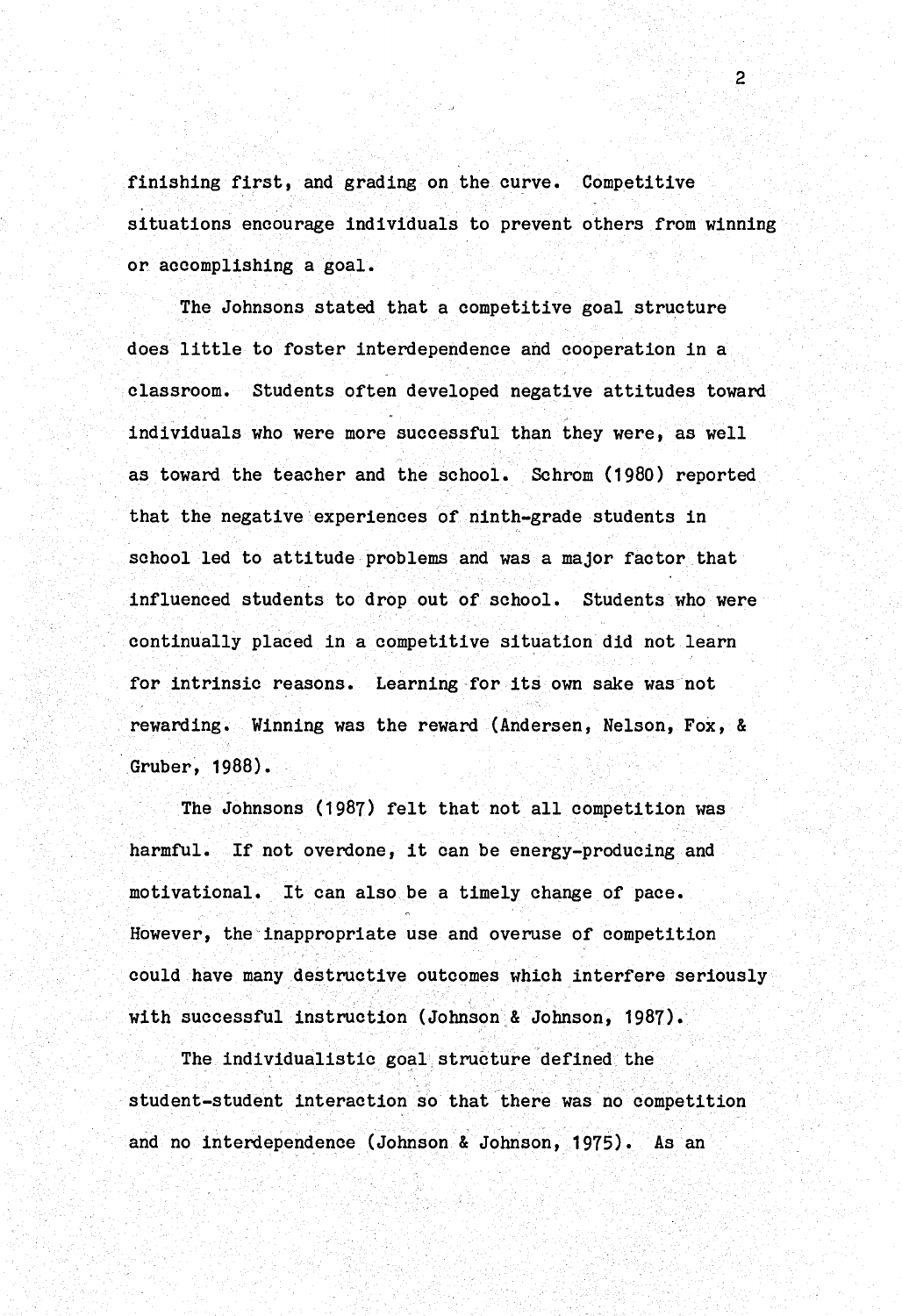finishing first, and grading on the curve. Competitive situations encourage individuals to prevent others from winning or accomplishing a goal.

The Johnsons stated that a competitive goal structure does little to foster interdependence and cooperation in a classroom. Students often developed negative attitudes toward individuals who were more successful than they were, as well as toward the teacher and the school. Schrom (1980) reported that the negative experiences of ninth-grade students in school led to attitude problems and was a major factor that influenced students to drop out of school. Students who were continually placed in a competitive situation did not learn for intrinsic reasons. Learning for its own sake was not rewarding. Winning was the reward (Andersen, Nelson, Fox, & Gruber, 1988).

The Johnsons (1987) felt that not all competition was harmful. If not overdone, it can be energy-producing and motivational. It can also be a timely change of pace. However, the inappropriate use and overuse of competition could have many destructive outcomes which interfere seriously with successful instruction (Johnson & Johnson, 1987).

The individualistic goal structure defined the student-student interaction so that there was no competition and no interdependence (Johnson & Johnson, 1975). As an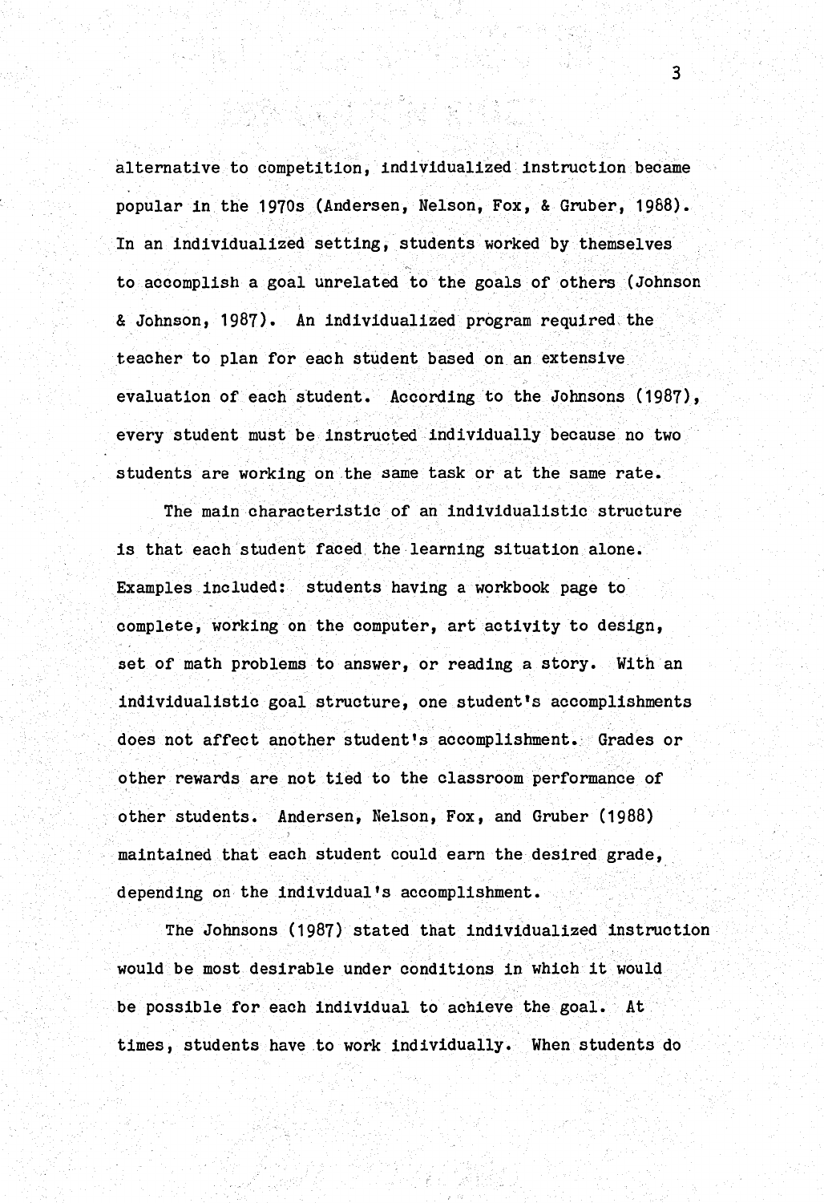alternative to competition, individualized instruction became popular in the 1970s (Andersen, Nelson, Fox, & Gruber, 1988). In an individualized setting, students worked by themselves to accomplish a goal unrelated to the goals of others (Johnson & Johnson, 1987). An individualized program required the teacher to plan for each student based on an extensive evaluation of each student. According to the Johnsons (1987), every student must be instructed individually because no two students are working on the same task or at the same rate.

The main characteristic of an individualistic structure is that each student faced the learning situation alone. Examples included: students having a workbook page to complete, working on the computer, art activity to design, set of math problems to answer, or reading a story. With an individualistic goal structure, one student's accomplishments does not affect another student's accomplishment. Grades or other rewards are not tied to the classroom performance of other students. Andersen, Nelson, Fox, and Gruber (1988) maintained that each student could earn the desired grade, depending on the individual's accomplishment.

The Johnsons (1987) stated that individualized instruction would be most desirable under conditions in which it would be possible for each individual to achieve the goal. At times, students have to work individually. When students do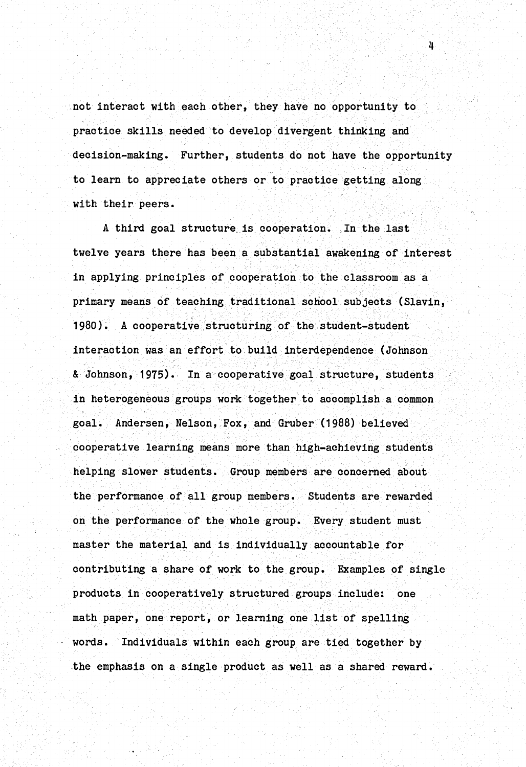not interact with each other, they have no opportunity to practice skills needed to develop divergent thinking and decision-making. Further, students do not have the opportunity to learn to appreciate others or to practice getting along with their peers.

A third goal structure is cooperation. In the last twelve years there has been a substantial awakening of interest in applying principles of cooperation to the classroom as a primary means of teaching traditional school subjects (Slavin, 1980). A cooperative structuring of the student-student interaction was an effort to build interdependence (Johnson & Johnson, 1975). In a cooperative goal structure, students in heterogeneous groups work together to accomplish a common goal. Andersen, Nelson, Fox, and Gruber (1988) believed cooperative learning means more than high-achieving students helping slower students. Group members are concerned about the performance of all group members. Students are rewarded on the performance of the whole group. Every student must master the material and is individually accountable for contributing a share of work to the group. Examples of single products in cooperatively structured groups include: one math paper, one report, or learning one list of spelling words. Individuals within each group are tied together by the emphasis on a single product as well as a shared reward.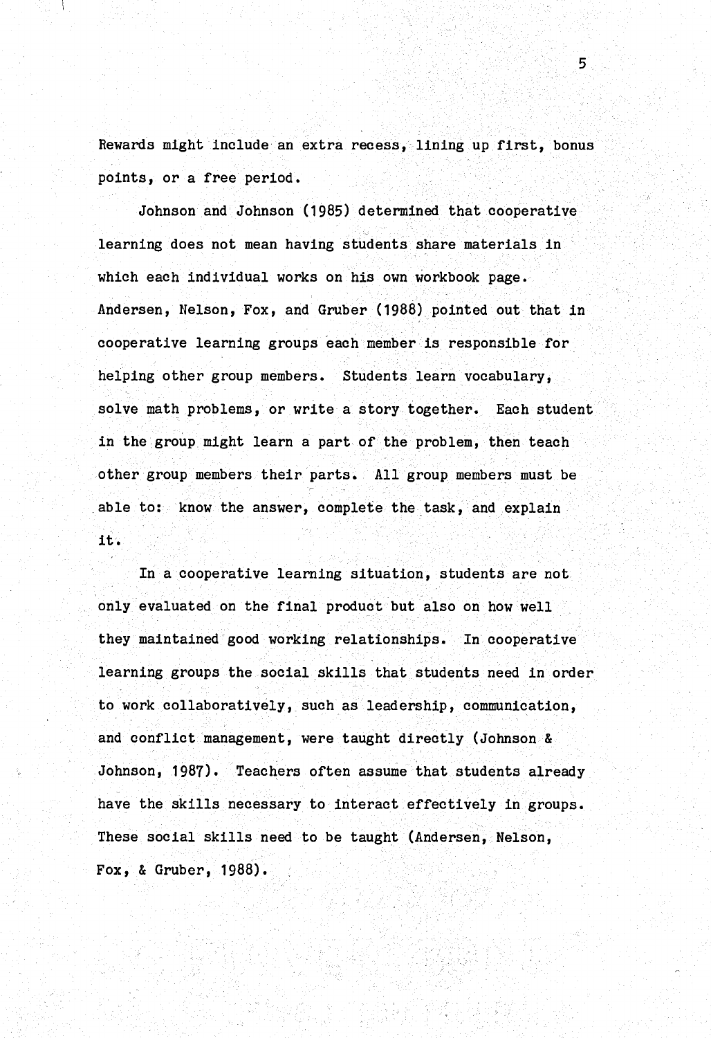Rewards might include an extra recess, lining up first, bonus points, or a free period.

Johnson and Johnson (1985) determined that cooperative learning does not mean having students share materials in which each individual works on his own workbook page. Andersen, Nelson, Fox, and Gruber (1988) pointed out that in cooperative learning groups each member is responsible for helping other group members. Students learn vocabulary, solve math problems, or write a story together. Each student in the group might learn a part of the problem, then teach other group members their parts. All group members must be able to: know the answer, complete the task, and explain it.

In a cooperative learning situation, students are not only evaluated on the final product but also on how well they maintained good working relationships. In cooperative learning groups the social skills that students need in order to work collaboratively, such as leadership, communication, and conflict management, were taught directly (Johnson & Johnson, 1987). Teachers often assume that students already have the skills necessary to interact effectively in groups. These social skills need to be taught (Andersen, Nelson, Fox, & Gruber, 1988).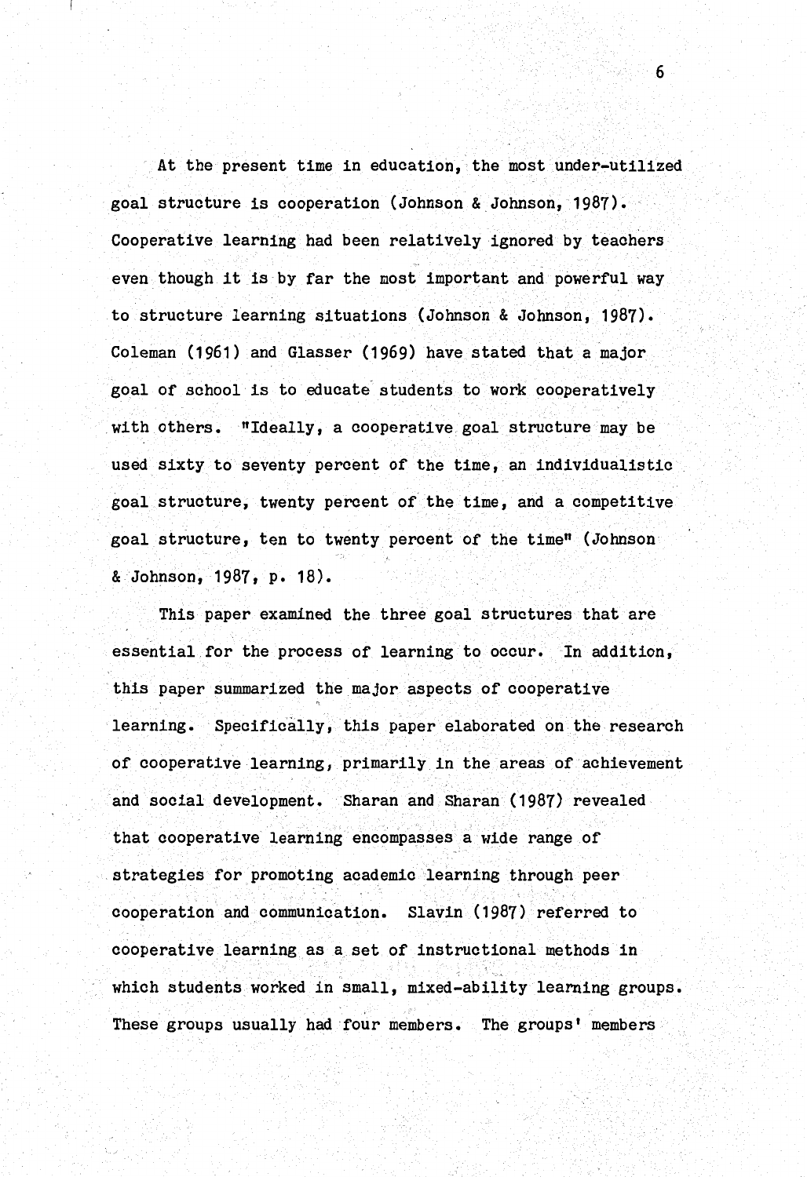At the present time in education, the most under-utilized goal structure is cooperation (Johnson & Johnson, 1987). Cooperative learning had been relatively ignored by teachers even though it is by far the most important and powerful way to structure learning situations (Johnson & Johnson, 1987). Coleman (1961) and Glasser (1969) have stated that a major goal of school is to educate students to work cooperatively with others. "Ideally, a cooperative goal structure may be used sixty to seventy percent of the time, an individualistic goal structure, twenty percent of the time, and a competitive goal structure, ten to twenty percent of the time" (Johnson & Johnson, 1987, p. 18).

This paper examined the three goal structures that are essential for the process of learning to occur. In addition, this paper summarized the major aspects of cooperative learning. Specifically, this paper elaborated on the research of cooperative learning, primarily in the areas of achievement and social development. Sharan and Sharan (1987) revealed that cooperative learning encompasses a wide range of strategies for promoting academic learning through peer cooperation and communication. Slavin (1987) referred to cooperative learning as a set of instructional methods in which students worked in small, mixed-ability learning groups. These groups usually had four members. The groups' members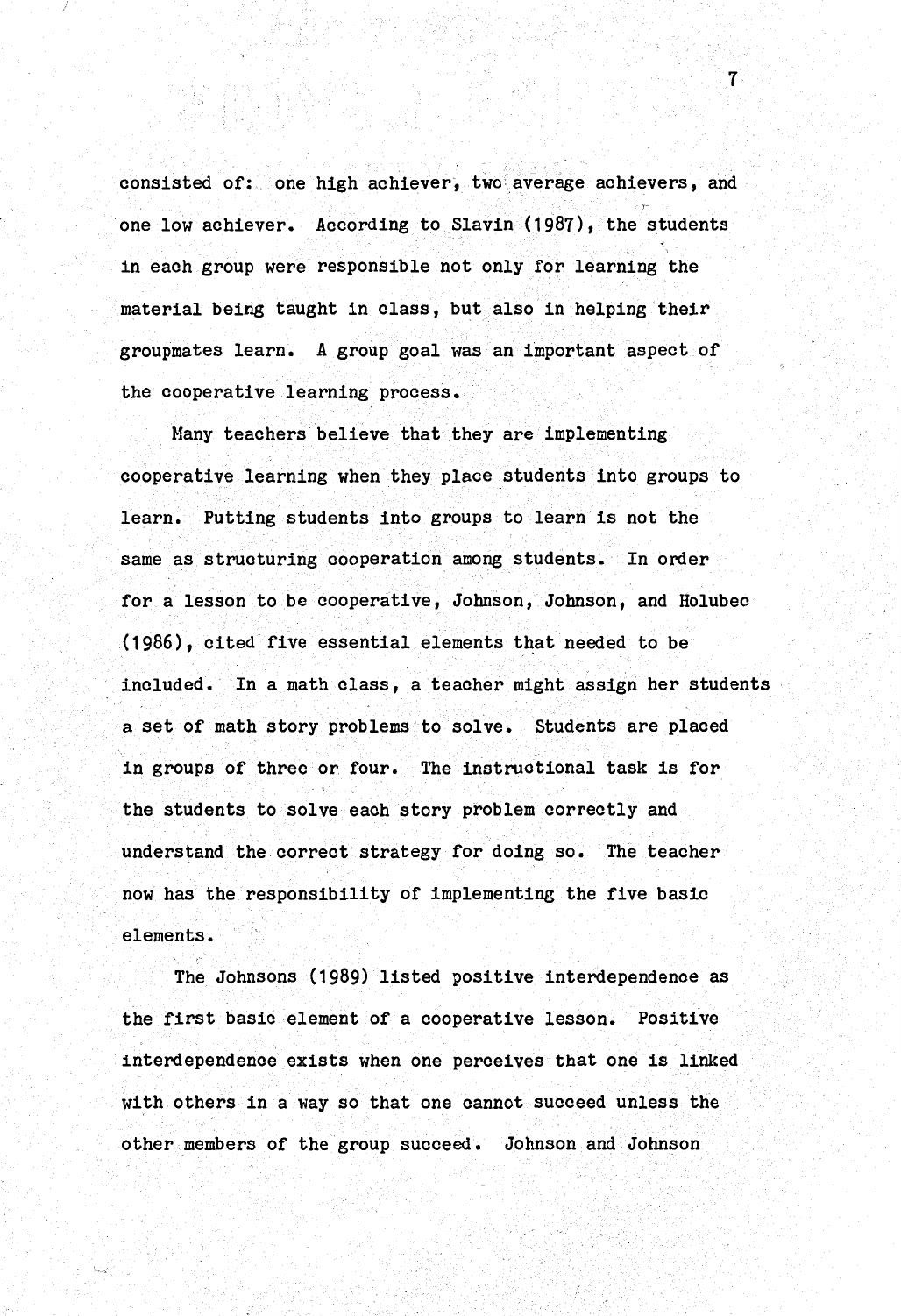consisted of: one high achiever, two average achievers, and one low achiever. According to Slavin (1987), the students in each group were responsible not only for learning the material being taught in class, but also in helping their groupmates learn. A group goal was an important aspect of the cooperative learning process.

Many teachers believe that they are implementing cooperative learning when they place students into groups to learn. Putting students into groups to learn is not the same as structuring cooperation among students. In order for a lesson to be cooperative, Johnson, Johnson, and Holubec (1986), cited five essential elements that needed to be included. In a math class, a teacher might assign her students a set of math story problems to solve. Students are placed in groups of three or four. The instructional task is for the students to solve each story problem correctly and understand the correct strategy for doing so. The teacher now has the responsibility of implementing the five basic elements.

The Johnsons (1989) listed positive interdependence as the first basic element of a cooperative lesson. Positive interdependence exists when one perceives that one is linked with others in a way so that one cannot succeed unless the other members of the group succeed. Johnson and Johnson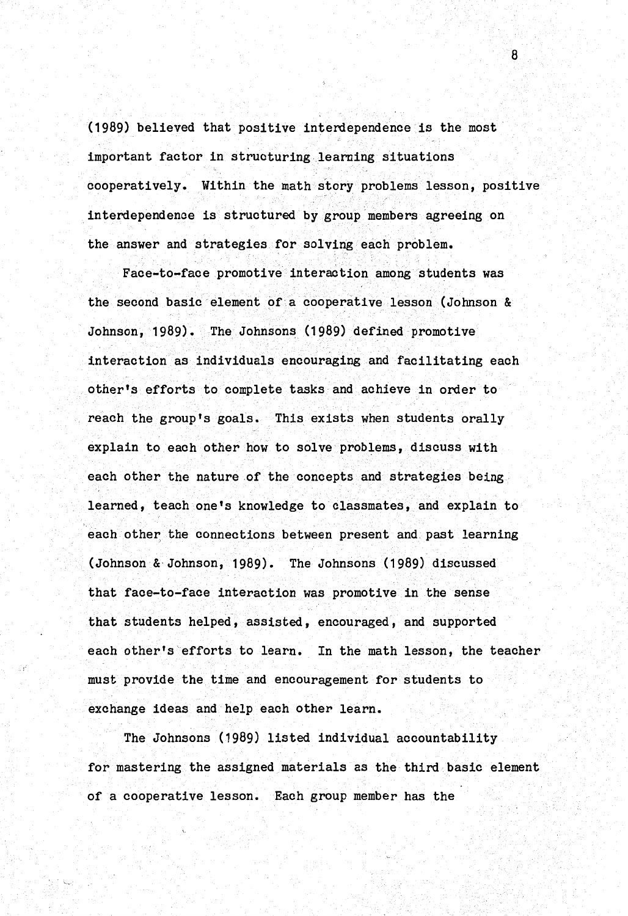(1989) believed that positive interdependence is the most important factor in structuring learning situations cooperatively. Within the math story problems lesson, positive interdependence is structured by group members agreeing on the answer and strategies for solving each problem.

Face-to-face promotive interaction among students was the second basic element of a cooperative lesson (Johnson & Johnson, 1989). The Johnsons (1989) defined promotive interaction as individuals encouraging and facilitating each other's efforts to complete tasks and achieve in order to reach the group's goals. This exists when students orally explain to each other how to solve problems, discuss with each other the nature of the concepts and strategies being learned, teach one's knowledge to classmates, and explain to each other the connections between present and past learning (Johnson & Johnson, 1989). The Johnsons (1989) discussed that face-to-face interaction was promotive in the sense that students helped, assisted, encouraged, and supported each other's efforts to learn. In the math lesson, the teacher must provide the time and encouragement for students to exchange ideas and help each other learn.

The Johnsons (1989) listed individual accountability for mastering the assigned materials as the third basic element of a cooperative lesson. Each group member has the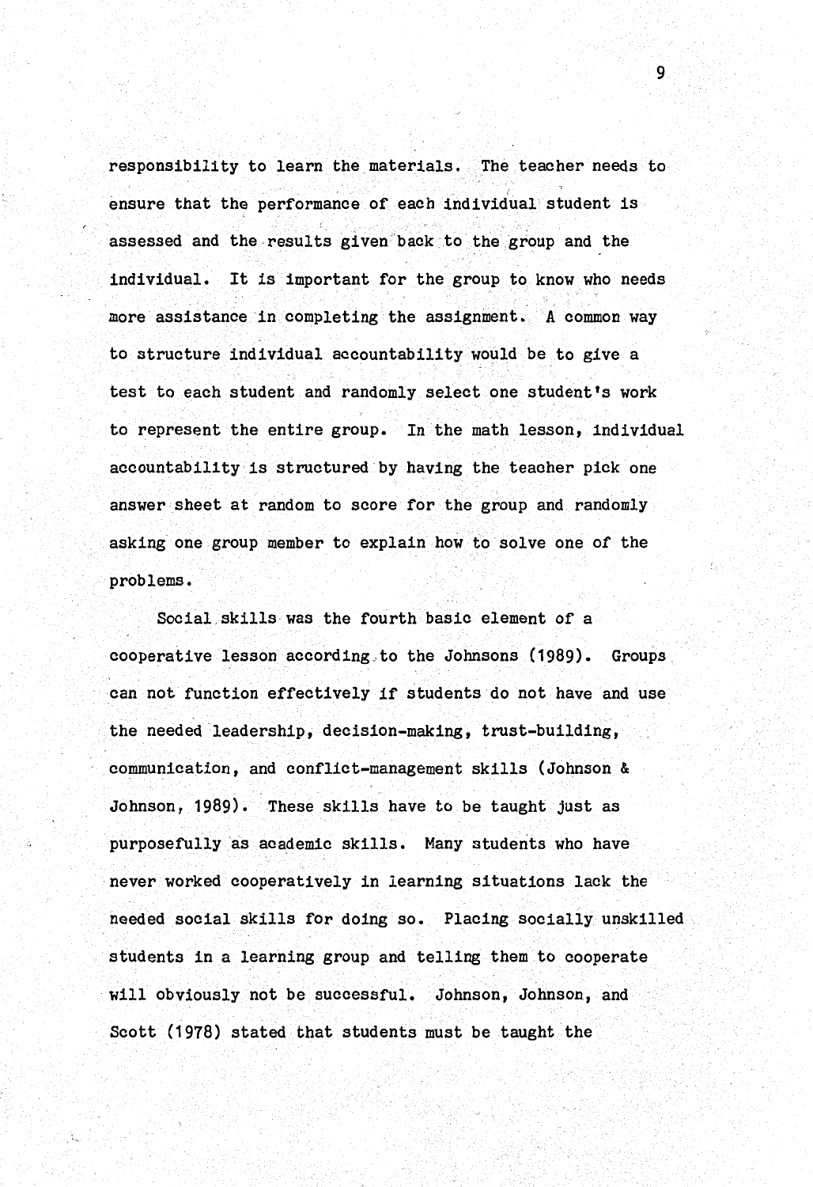responsibility to learn the materials. The teacher needs to ensure that the performance of each individual student is assessed and the results given back to the group and the individual. It is important for the group to know who needs more assistance in completing the assignment. A common way to structure individual accountability would be to give a test to each student and randomly select one student's work to represent the entire group. In the math lesson, individual accountability is structured by having the teacher pick one answer sheet at random to score for the group and randomly asking one group member to explain how to solve one of the problems.

Social skills was the fourth basic element of a cooperative lesson according to the Johnsons (1989). Groups can not function effectively if students do not have and use the needed leadership, decision-making, trust-building, communication, and conflict-management skills (Johnson & Johnson, 1989). These skills have to be taught just as purposefully as academic skills. Many students who have never worked cooperatively in learning situations lack the needed social skills for doing so. Placing socially unskilled students in a learning group and telling them to cooperate will obviously not be successful. Johnson, Johnson, and Scott (1978) stated that students must be taught the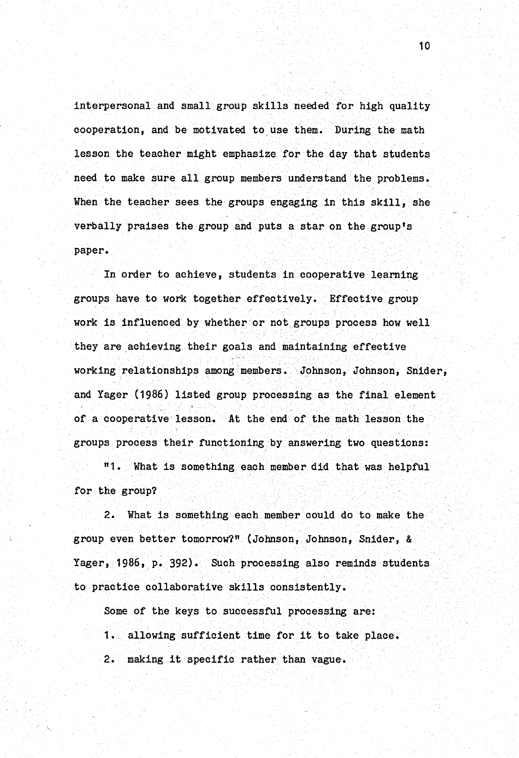interpersonal and small group skills needed for high quality cooperation, and be motivated to use them. During the math lesson the teacher might emphasize for the day that students need to make sure all group members understand the problems. When the teacher sees the groups engaging in this skill, she verbally praises the group and puts a star on the group's paper.

In order to achieve, students in cooperative learning groups have to work together effectively. Effective group work is influenced by whether or not groups process how well they are achieving their goals and maintaining effective working relationships among members. Johnson, Johnson, Snider, and Yager (1986) listed group processing as the final element of a cooperative lesson. At the end of the math lesson the groups process their functioning by answering two questions:

"1. What is something each member did that was helpful for the group?

2. What is something each member could do to make the group even better tomorrow?" (Johnson, Johnson, Snider, & Yager, 1986, p. 392). Such processing also reminds students to practice collaborative skills consistently.

Some of the keys to successful processing are:

1. allowing sufficient time for it to take place.
2. making it specific rather than vague.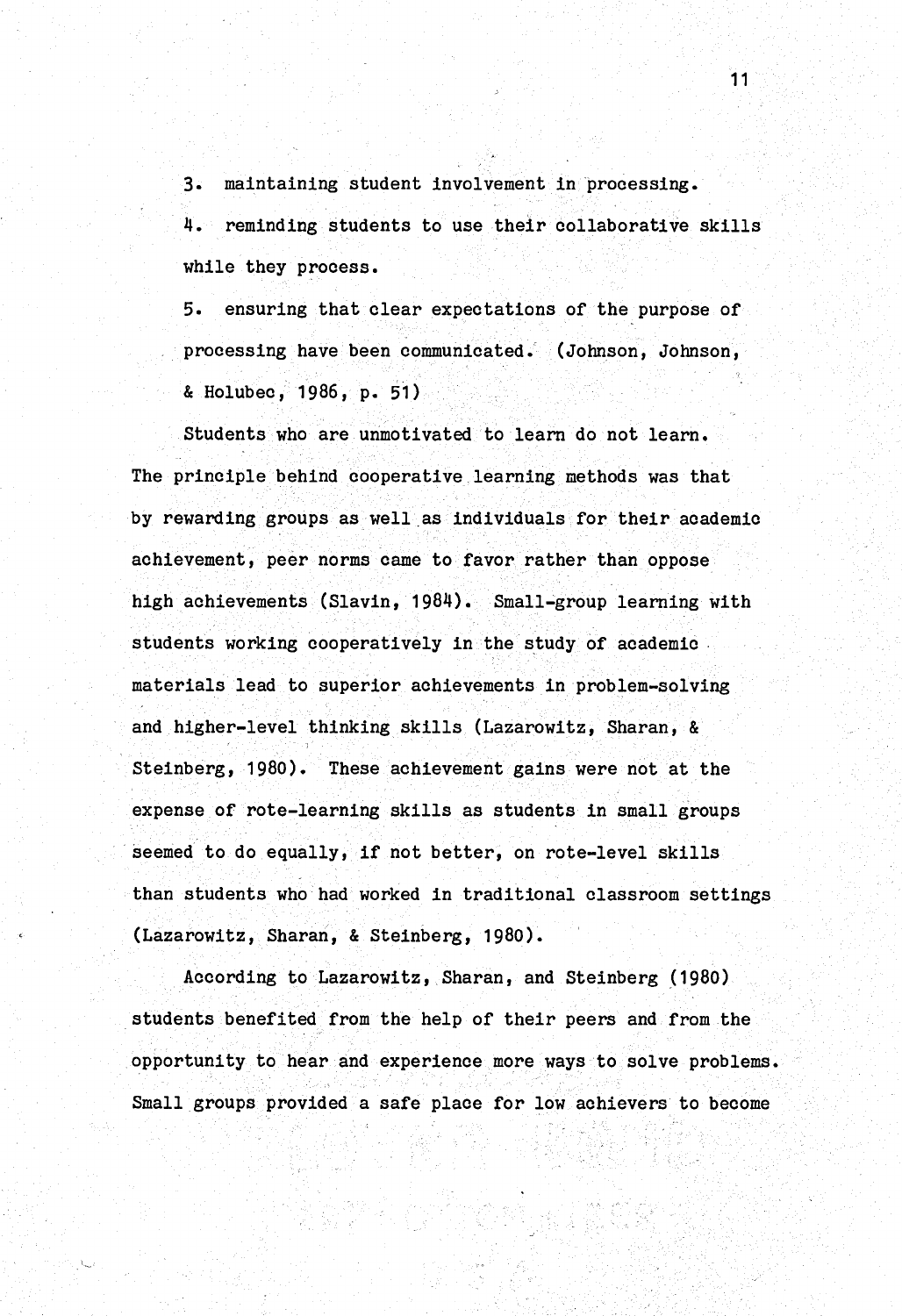3. maintaining student involvement in processing.

4. reminding students to use their collaborative skills while they process.

5. ensuring that clear expectations of the purpose of processing have been communicated. (Johnson, Johnson, & Holubec, 1986, p. 51)

Students who are unmotivated to learn do not learn. The principle behind cooperative learning methods was that by rewarding groups as well as individuals for their academic achievement, peer norms came to favor rather than oppose high achievements (Slavin, 1984). Small-group learning with students working cooperatively in the study of academic materials lead to superior achievements in problem-solving and higher-level thinking skills (Lazarowitz, Sharan, & Steinberg, 1980). These achievement gains were not at the expense of rote-learning skills as students in small groups seemed to do equally, if not better, on rote-level skills than students who had worked in traditional classroom settings (Lazarowitz, Sharan, & Steinberg, 1980).

According to Lazarowitz, Sharan, and Steinberg (1980) students benefited from the help of their peers and from the opportunity to hear and experience more ways to solve problems. Small groups provided a safe place for low achievers to become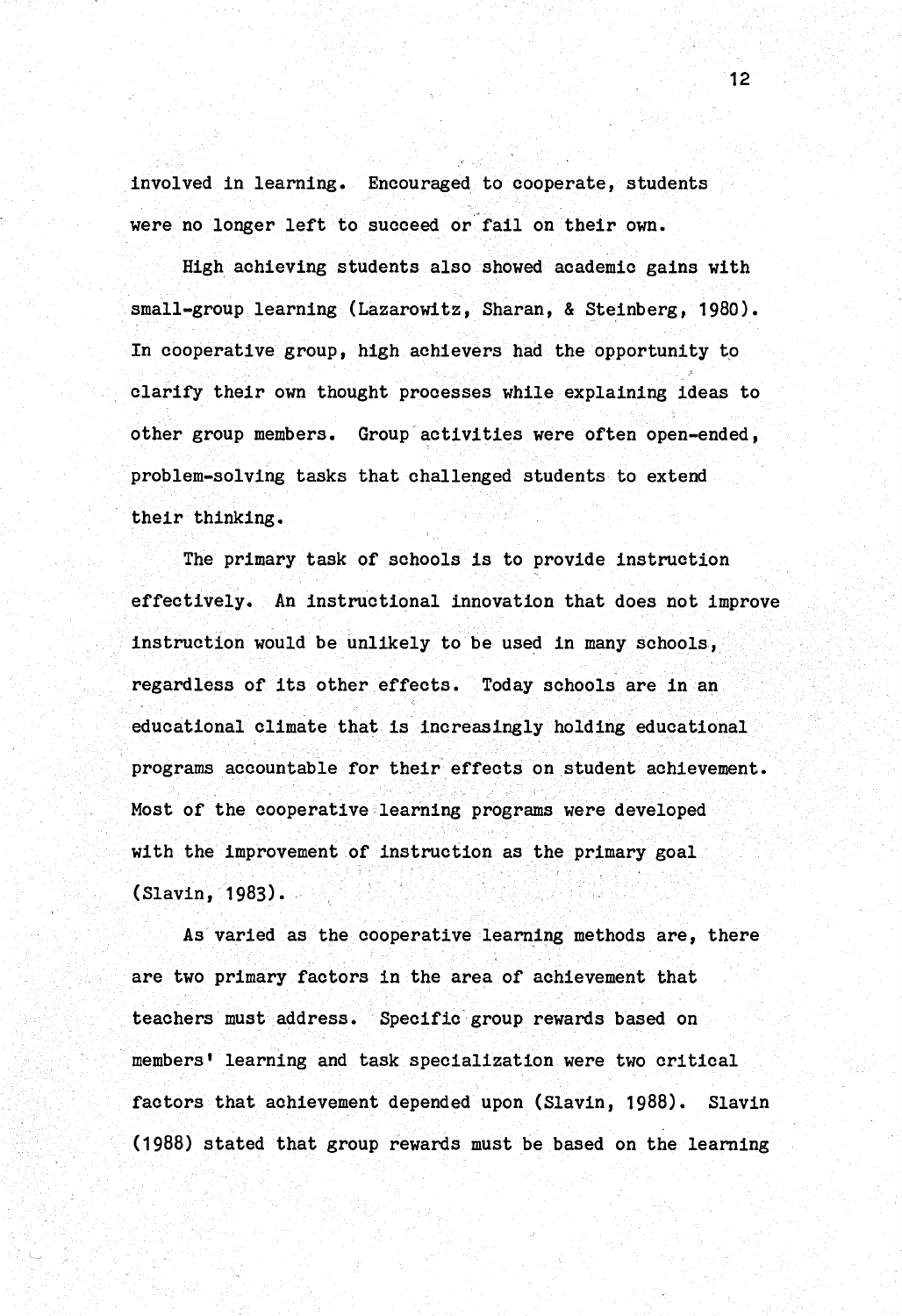involved in learning. Encouraged to cooperate, students were no longer left to succeed or fail on their own.

High achieving students also showed academic gains with small-group learning (Lazarowitz, Sharan, & Steinberg, 1980). In cooperative group, high achievers had the opportunity to clarify their own thought processes while explaining ideas to other group members. Group activities were often open-ended, problem-solving tasks that challenged students to extend their thinking.

The primary task of schools is to provide instruction effectively. An instructional innovation that does not improve instruction would be unlikely to be used in many schools, regardless of its other effects. Today schools are in an educational climate that is increasingly holding educational programs accountable for their effects on student achievement. Most of the cooperative learning programs were developed with the improvement of instruction as the primary goal (Slavin, 1983).

As varied as the cooperative learning methods are, there are two primary factors in the area of achievement that teachers must address. Specific group rewards based on members' learning and task specialization were two critical factors that achievement depended upon (Slavin, 1988). Slavin (1988) stated that group rewards must be based on the learning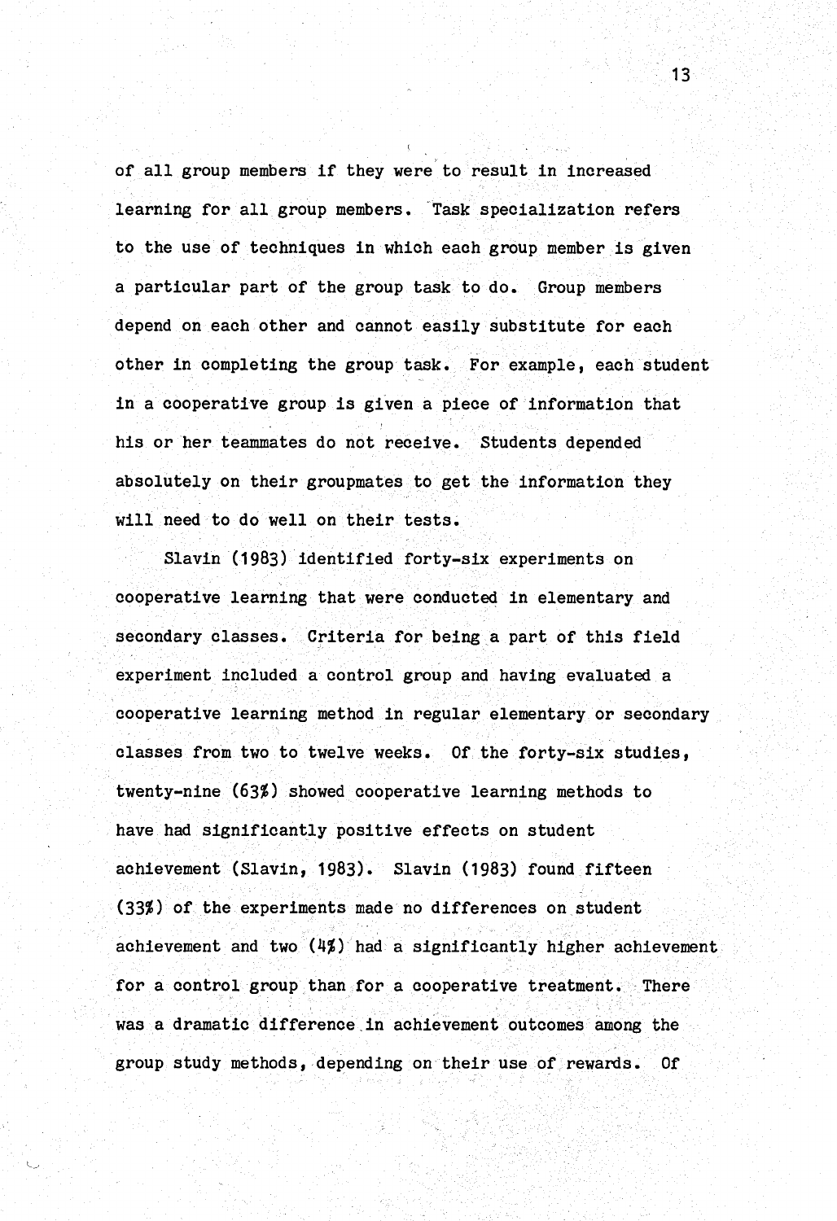of all group members if they were to result in increased learning for all group members. Task specialization refers to the use of techniques in which each group member is given a particular part of the group task to do. Group members depend on each other and cannot easily substitute for each other in completing the group task. For example, each student in a cooperative group is given a piece of information that his or her teammates do not receive. Students depended absolutely on their groupmates to get the information they will need to do well on their tests.

Slavin (1983) identified forty-six experiments on cooperative learning that were conducted in elementary and secondary classes. Criteria for being a part of this field experiment included a control group and having evaluated a cooperative learning method in regular elementary or secondary classes from two to twelve weeks. Of the forty-six studies, twenty-nine (63%) showed cooperative learning methods to have had significantly positive effects on student achievement (Slavin, 1983). Slavin (1983) found fifteen (33%) of the experiments made no differences on student achievement and two (4%) had a significantly higher achievement for a control group than for a cooperative treatment. There was a dramatic difference in achievement outcomes among the group study methods, depending on their use of rewards. Of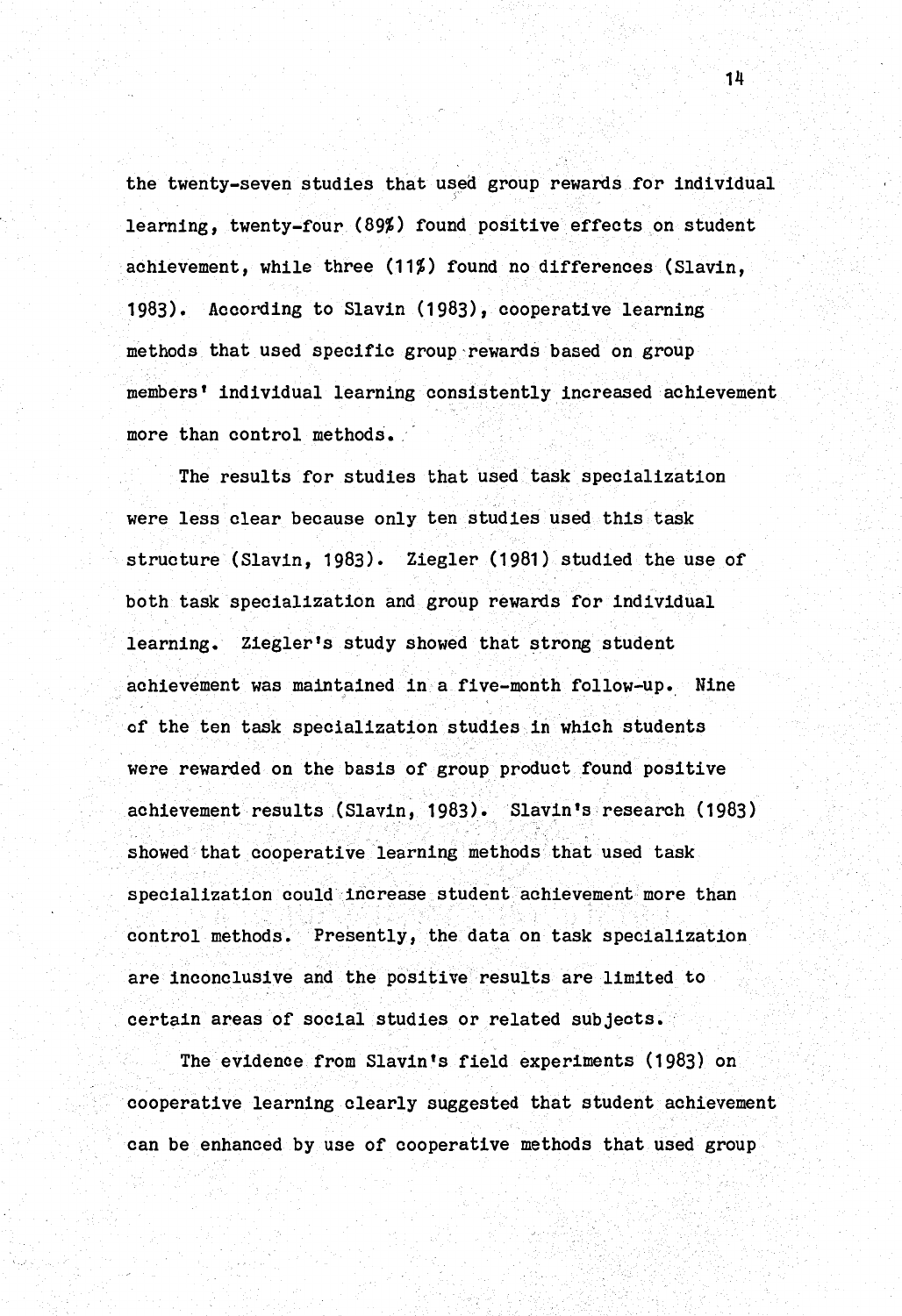the twenty-seven studies that used group rewards for individual learning, twenty-four (89%) found positive effects on student achievement, while three (11%) found no differences (Slavin, 1983). According to Slavin (1983), cooperative learning methods that used specific group rewards based on group members' individual learning consistently increased achievement more than control methods.

The results for studies that used task specialization were less clear because only ten studies used this task structure (Slavin, 1983). Ziegler (1981) studied the use of both task specialization and group rewards for individual learning. Ziegler's study showed that strong student achievement was maintained in a five-month follow-up. Nine of the ten task specialization studies in which students were rewarded on the basis of group product found positive achievement results (Slavin, 1983). Slavin's research (1983) showed that cooperative learning methods that used task specialization could increase student achievement more than control methods. Presently, the data on task specialization are inconclusive and the positive results are limited to certain areas of social studies or related subjects.

The evidence from Slavin's field experiments (1983) on cooperative learning clearly suggested that student achievement can be enhanced by use of cooperative methods that used group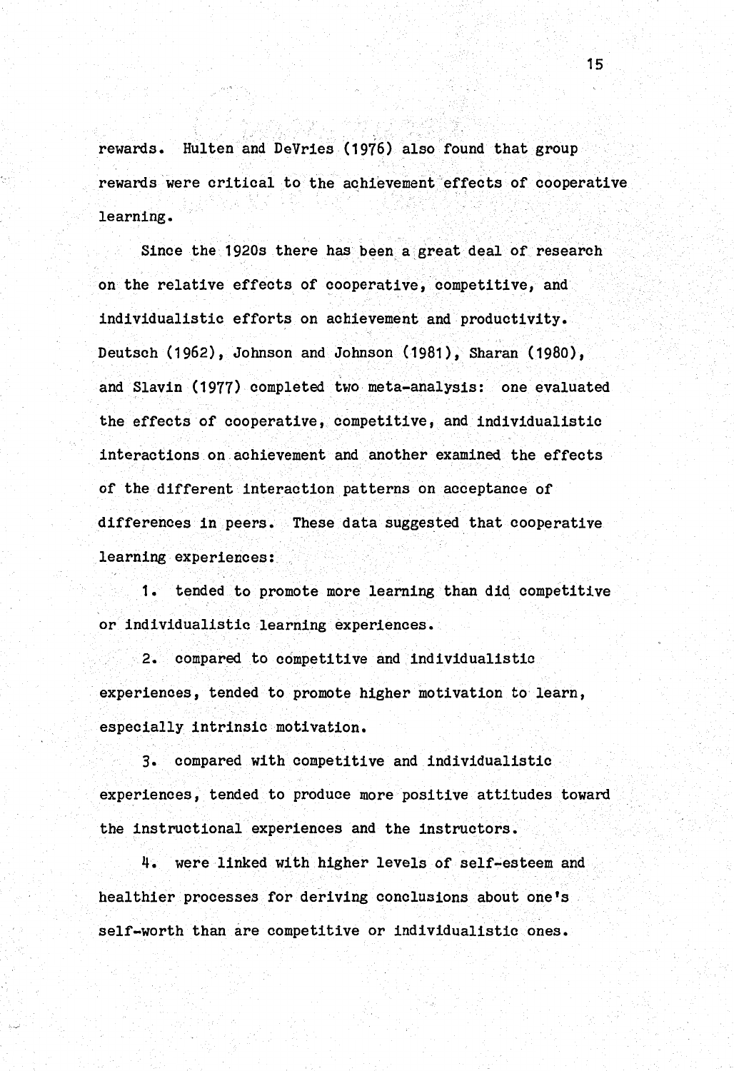rewards. Hulten and DeVries (1976) also found that group rewards were critical to the achievement effects of cooperative learning.

Since the 1920s there has been a great deal of research on the relative effects of cooperative, competitive, and individualistic efforts on achievement and productivity. Deutsch (1962), Johnson and Johnson (1981), Sharan (1980), and Slavin (1977) completed two meta-analysis: one evaluated the effects of cooperative, competitive, and individualistic interactions on achievement and another examined the effects of the different interaction patterns on acceptance of differences in peers. These data suggested that cooperative learning experiences:

1. tended to promote more learning than did competitive or individualistic learning experiences.

2. compared to competitive and individualistic experiences, tended to promote higher motivation to learn, especially intrinsic motivation.

3. compared with competitive and individualistic experiences, tended to produce more positive attitudes toward the instructional experiences and the instructors.

4. were linked with higher levels of self-esteem and healthier processes for deriving conclusions about one's self-worth than are competitive or individualistic ones.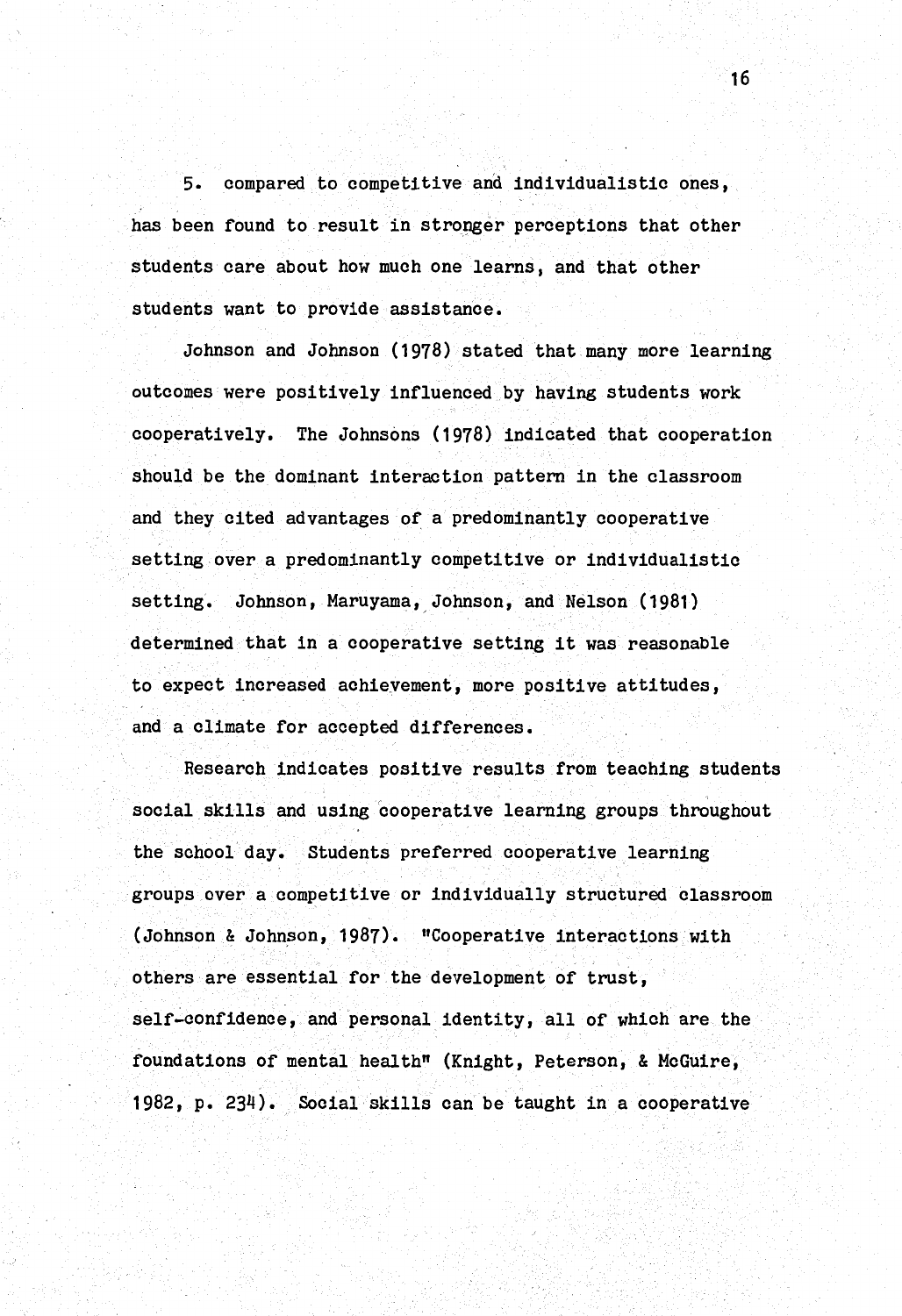5. compared to competitive and individualistic ones, has been found to result in stronger perceptions that other students care about how much one learns, and that other students want to provide assistance.

Johnson and Johnson (1978) stated that many more learning outcomes were positively influenced by having students work cooperatively. The Johnsons (1978) indicated that cooperation should be the dominant interaction pattern in the classroom and they cited advantages of a predominantly cooperative setting over a predominantly competitive or individualistic setting. Johnson, Maruyama, Johnson, and Nelson (1981) determined that in a cooperative setting it was reasonable to expect increased achievement, more positive attitudes, and a climate for accepted differences.

Research indicates positive results from teaching students social skills and using cooperative learning groups throughout the school day. Students preferred cooperative learning groups over a competitive or individually structured classroom (Johnson & Johnson, 1987). "Cooperative interactions with others are essential for the development of trust, self-confidence, and personal identity, all of which are the foundations of mental health" (Knight, Peterson, & McGuire, 1982, p. 234). Social skills can be taught in a cooperative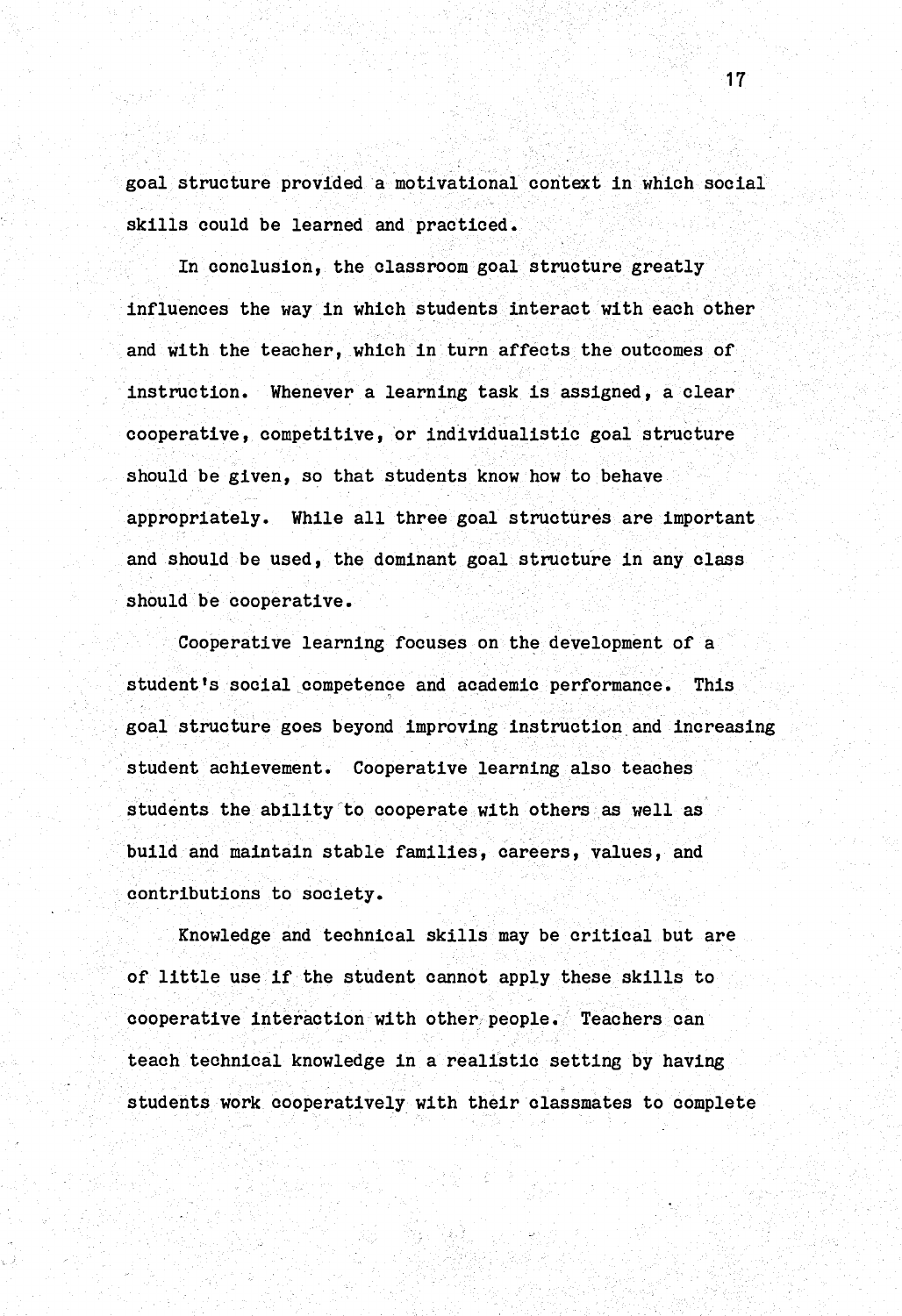goal structure provided a motivational context in which social skills could be learned and practiced.

In conclusion, the classroom goal structure greatly influences the way in which students interact with each other and with the teacher, which in turn affects the outcomes of instruction. Whenever a learning task is assigned, a clear cooperative, competitive, or individualistic goal structure should be given, so that students know how to behave appropriately. While all three goal structures are important and should be used, the dominant goal structure in any class should be cooperative.

Cooperative learning focuses on the development of a student's social competence and academic performance. This goal structure goes beyond improving instruction and increasing student achievement. Cooperative learning also teaches students the ability to cooperate with others as well as build and maintain stable families, careers, values, and contributions to society.

Knowledge and technical skills may be critical but are of little use if the student cannot apply these skills to cooperative interaction with other people. Teachers can teach technical knowledge in a realistic setting by having students work cooperatively with their classmates to complete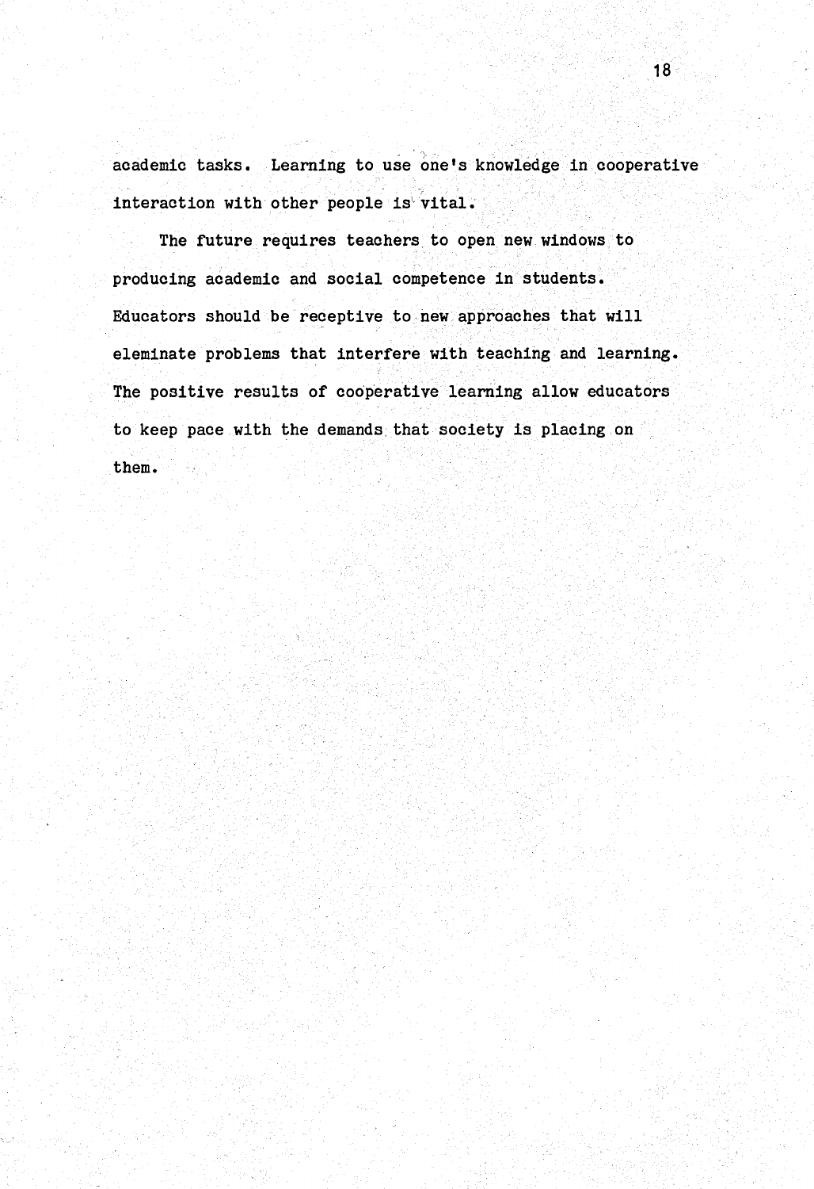academic tasks. Learning to use one's knowledge in cooperative interaction with other people is vital.

The future requires teachers to open new windows to producing academic and social competence in students. Educators should be receptive to new approaches that will eleminate problems that interfere with teaching and learning. The positive results of cooperative learning allow educators to keep pace with the demands that society is placing on them.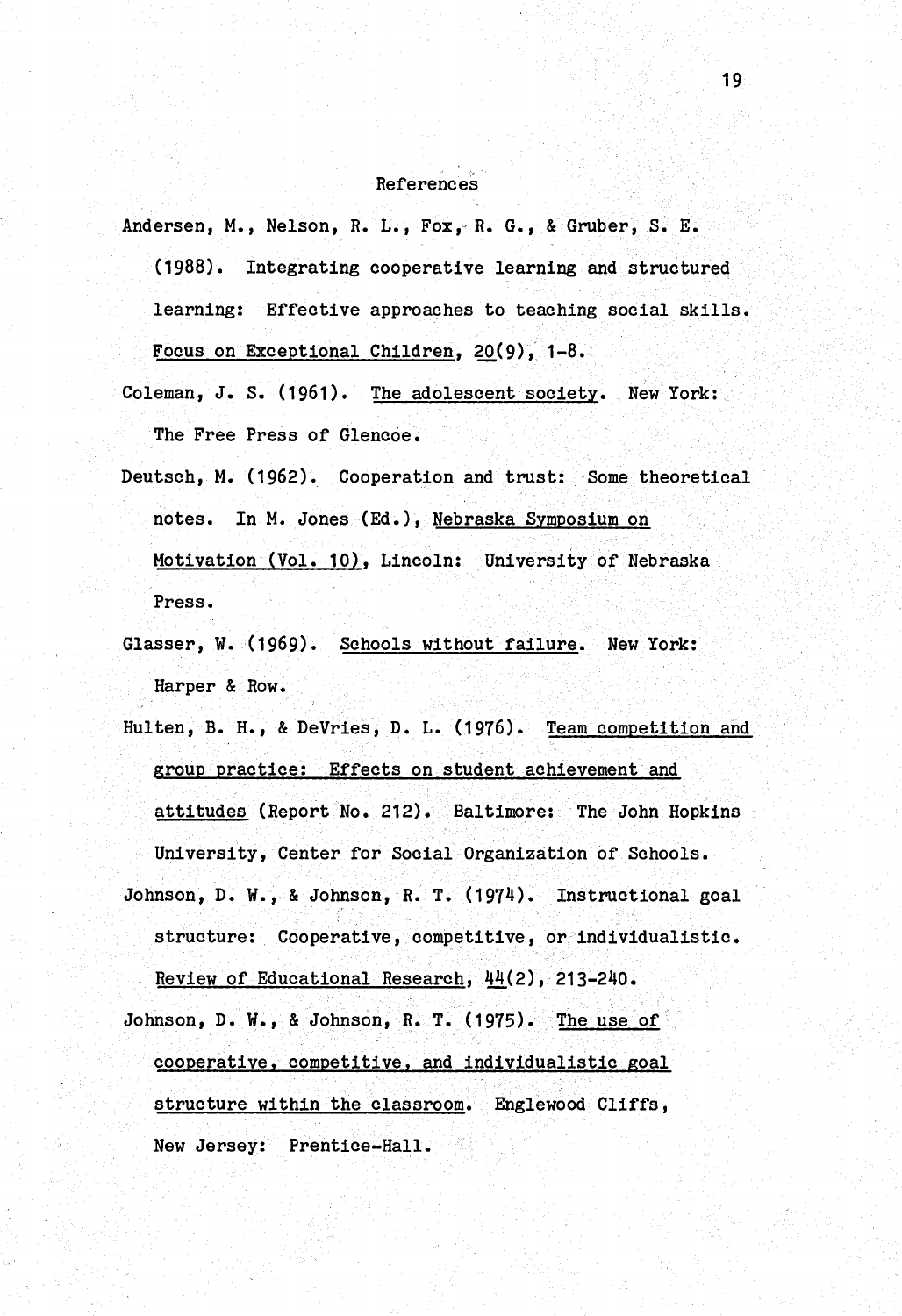# References

Andersen, M., Nelson, R. L., Fox, R. G., & Gruber, S. E. (1988). Integrating cooperative learning and structured learning: Effective approaches to teaching social skills. Focus on Exceptional Children, 20(9), 1-8.

Coleman, J. S. (1961). The adolescent society. New York: The Free Press of Glencoe.

Deutsch, M. (1962). Cooperation and trust: Some theoretical notes. In M. Jones (Ed.), Nebraska Symposium on Motivation (Vol. 10), Lincoln: University of Nebraska Press.

Glasser, W. (1969). Schools without failure. New York: Harper & Row.

Hulten, B. H., & DeVries, D. L. (1976). Team competition and group practice: Effects on student achievement and attitudes (Report No. 212). Baltimore: The John Hopkins University, Center for Social Organization of Schools.

Johnson, D. W., & Johnson, R. T. (1974). Instructional goal structure: Cooperative, competitive, or individualistic. Review of Educational Research, 44(2), 213-240.

Johnson, D. W., & Johnson, R. T. (1975). The use of cooperative, competitive, and individualistic goal structure within the classroom. Englewood Cliffs, New Jersey: Prentice-Hall.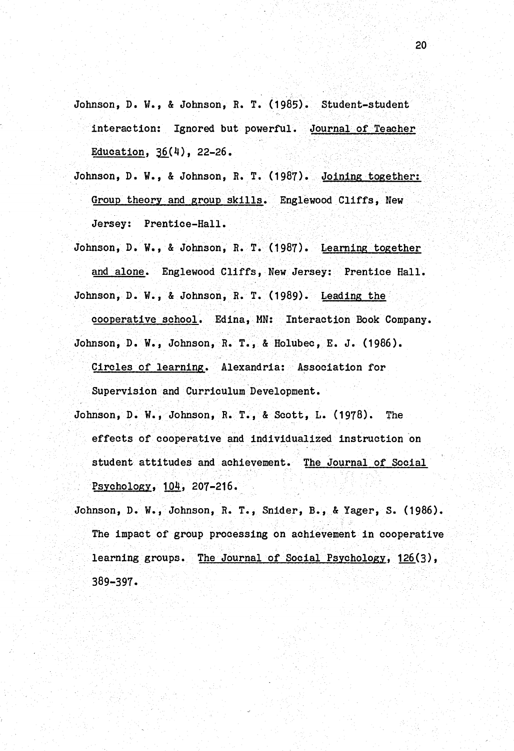Johnson, D. W., & Johnson, R. T. (1985). Student-student interaction: Ignored but powerful. Journal of Teacher Education, 36(4), 22-26.

Johnson, D. W., & Johnson, R. T. (1987). Joining together: Group theory and group skills. Englewood Cliffs, New Jersey: Prentice-Hall.

Johnson, D. W., & Johnson, R. T. (1987). Learning together and alone. Englewood Cliffs, New Jersey: Prentice Hall.

Johnson, D. W., & Johnson, R. T. (1989). Leading the cooperative school. Edina, MN: Interaction Book Company.

Johnson, D. W., Johnson, R. T., & Holubec, E. J. (1986). Circles of learning. Alexandria: Association for Supervision and Curriculum Development.

Johnson, D. W., Johnson, R. T., & Scott, L. (1978). The effects of cooperative and individualized instruction on student attitudes and achievement. The Journal of Social Psychology, 104, 207-216.

Johnson, D. W., Johnson, R. T., Snider, B., & Yager, S. (1986). The impact of group processing on achievement in cooperative learning groups. The Journal of Social Psychology, 126(3), 389-397.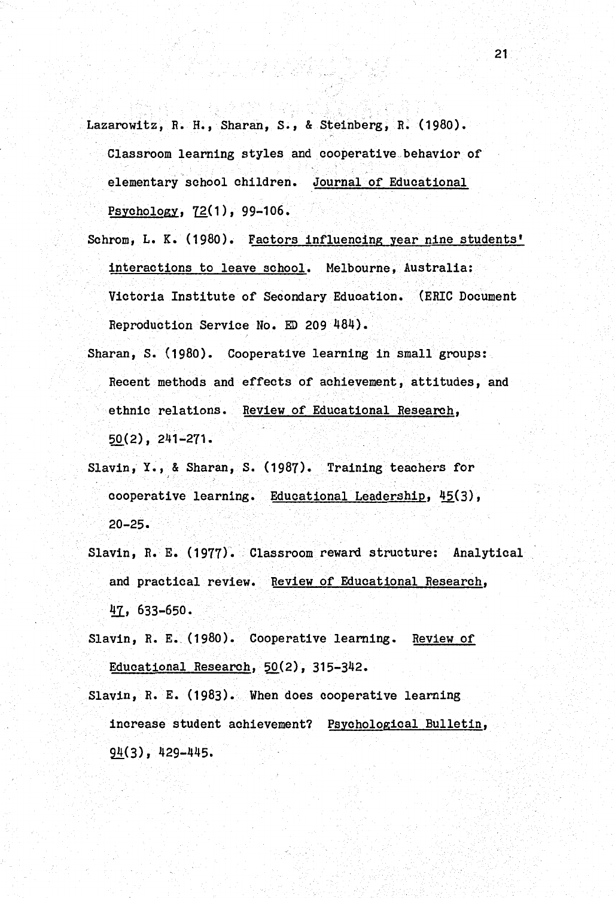Lazarowitz, R. H., Sharan, S., & Steinberg, R. (1980). Classroom learning styles and cooperative behavior of elementary school children. Journal of Educational Psychology, 72(1), 99-106.

Schrom, L. K. (1980). Factors influencing year nine students' interactions to leave school. Melbourne, Australia: Victoria Institute of Secondary Education. (ERIC Document Reproduction Service No. ED 209 484).

Sharan, S. (1980). Cooperative learning in small groups: Recent methods and effects of achievement, attitudes, and ethnic relations. Review of Educational Research, 50(2), 241-271.

Slavin, Y., & Sharan, S. (1987). Training teachers for cooperative learning. Educational Leadership, 45(3), 20-25.

Slavin, R. E. (1977). Classroom reward structure: Analytical and practical review. Review of Educational Research, 47, 633-650.

Slavin, R. E. (1980). Cooperative learning. Review of Educational Research, 50(2), 315-342.

Slavin, R. E. (1983). When does cooperative learning increase student achievement? Psychological Bulletin, 94(3), 429-445.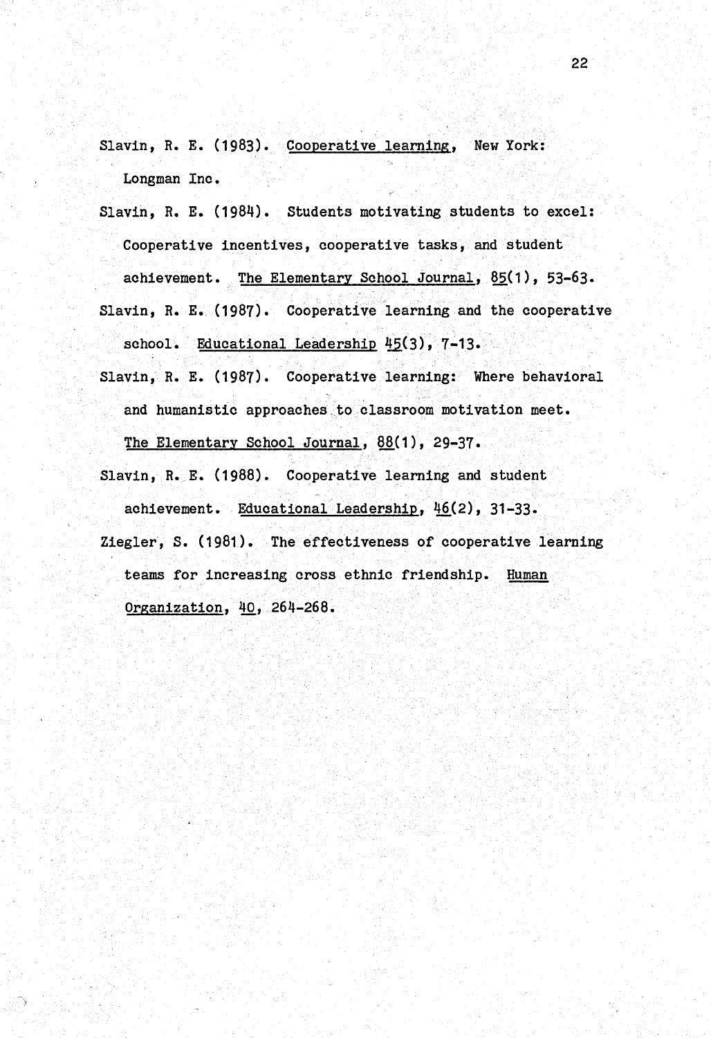Slavin, R. E. (1983). Cooperative learning, New York: Longman Inc.

Slavin, R. E. (1984). Students motivating students to excel: Cooperative incentives, cooperative tasks, and student achievement. The Elementary School Journal, 85(1), 53-63.

Slavin, R. E. (1987). Cooperative learning and the cooperative school. Educational Leadership 45(3), 7-13.

Slavin, R. E. (1987). Cooperative learning: Where behavioral and humanistic approaches to classroom motivation meet. The Elementary School Journal, 88(1), 29-37.

Slavin, R. E. (1988). Cooperative learning and student achievement. Educational Leadership, 46(2), 31-33.

Ziegler, S. (1981). The effectiveness of cooperative learning teams for increasing cross ethnic friendship. Human Organization, 40, 264-268.